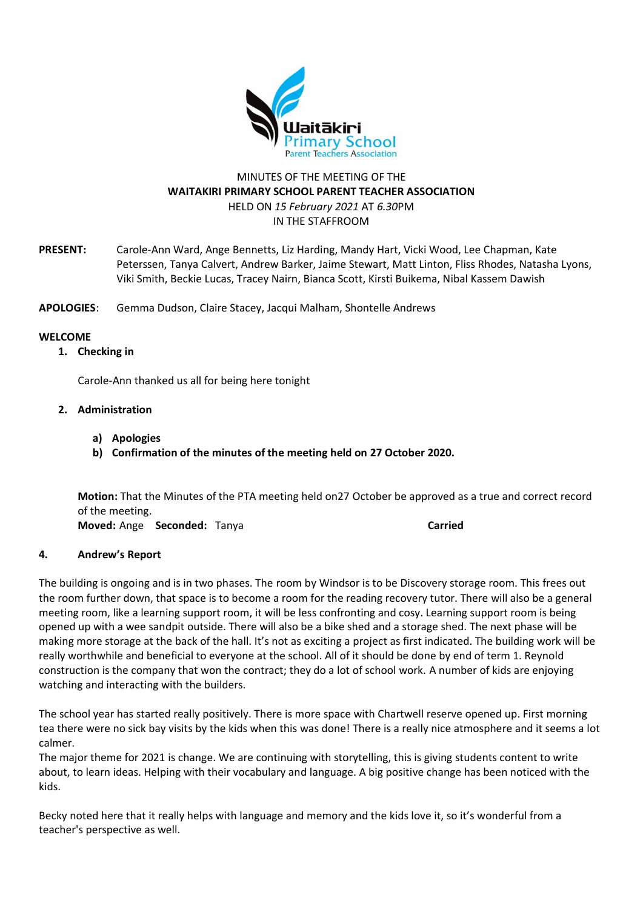MINUTES OF THE MEETING OF THE

**WAITAKIRI PRIMARY SCHOOL PARENT TEACHER ASSOCIATION**

HELD ON *15 February 2021* AT *6.30*PM

IN THE STAFFROOM

**PRESENT:** Carole-Ann Ward, Ange Bennetts, Liz Harding, Mandy Hart, Vicki Wood, Lee Chapman, Kate Peterssen, Tanya Calvert, Andrew Barker, Jaime Stewart, Matt Linton, Fliss Rhodes, Natasha Lyons, Viki Smith, Beckie Lucas, Tracey Nairn, Bianca Scott, Kirsti Buikema, Nibal Kassem Dawish

**APOLOGIES**: Gemma Dudson, Claire Stacey, Jacqui Malham, Shontelle Andrews

**WELCOME**

1. **Checking in**

   Carole-Ann thanked us all for being here tonight

2. **Administration**

   a) **Apologies**
   b) **Confirmation of the minutes of the meeting held on 27 October 2020.**

   **Motion:** That the Minutes of the PTA meeting held on27 October be approved as a true and correct record of the meeting.
   **Moved:** Ange **Seconded:** Tanya **Carried**

**4. Andrew's Report**

The building is ongoing and is in two phases. The room by Windsor is to be Discovery storage room. This frees out the room further down, that space is to become a room for the reading recovery tutor. There will also be a general meeting room, like a learning support room, it will be less confronting and cosy. Learning support room is being opened up with a wee sandpit outside. There will also be a bike shed and a storage shed. The next phase will be making more storage at the back of the hall. It's not as exciting a project as first indicated. The building work will be really worthwhile and beneficial to everyone at the school. All of it should be done by end of term 1. Reynold construction is the company that won the contract; they do a lot of school work. A number of kids are enjoying watching and interacting with the builders.

The school year has started really positively. There is more space with Chartwell reserve opened up. First morning tea there were no sick bay visits by the kids when this was done! There is a really nice atmosphere and it seems a lot calmer.

The major theme for 2021 is change. We are continuing with storytelling, this is giving students content to write about, to learn ideas. Helping with their vocabulary and language. A big positive change has been noticed with the kids.

Becky noted here that it really helps with language and memory and the kids love it, so it's wonderful from a teacher's perspective as well.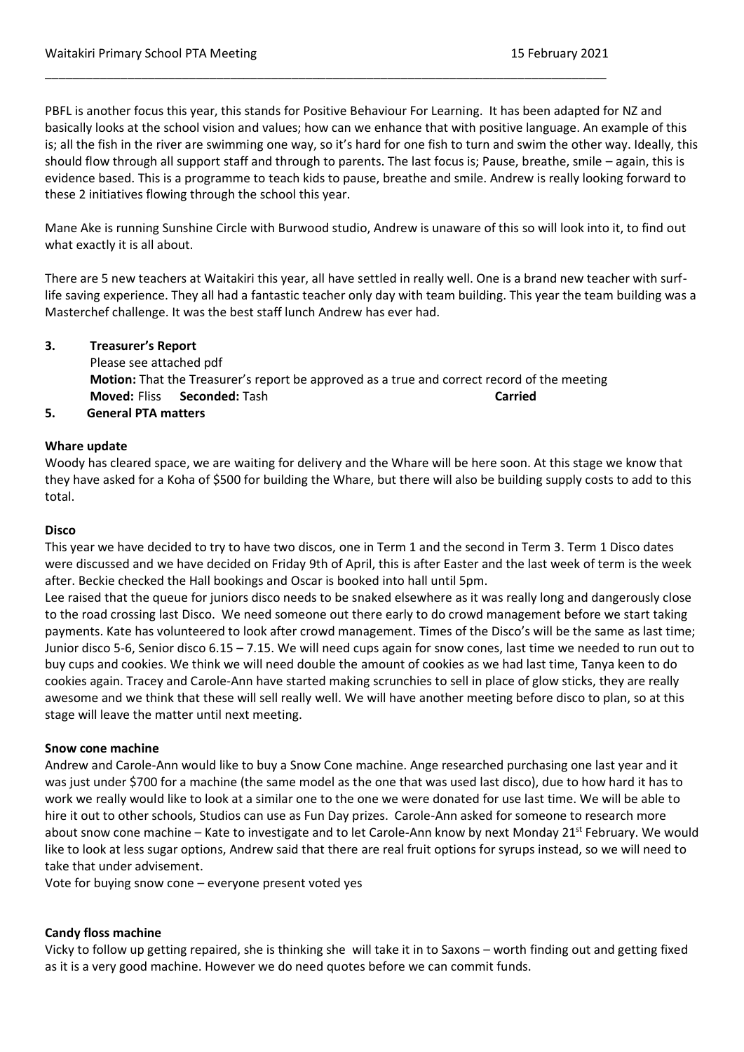PBFL is another focus this year, this stands for Positive Behaviour For Learning. It has been adapted for NZ and basically looks at the school vision and values; how can we enhance that with positive language. An example of this is; all the fish in the river are swimming one way, so it's hard for one fish to turn and swim the other way. Ideally, this should flow through all support staff and through to parents. The last focus is; Pause, breathe, smile – again, this is evidence based. This is a programme to teach kids to pause, breathe and smile. Andrew is really looking forward to these 2 initiatives flowing through the school this year.

Mane Ake is running Sunshine Circle with Burwood studio, Andrew is unaware of this so will look into it, to find out what exactly it is all about.

There are 5 new teachers at Waitakiri this year, all have settled in really well. One is a brand new teacher with surf-life saving experience. They all had a fantastic teacher only day with team building. This year the team building was a Masterchef challenge. It was the best staff lunch Andrew has ever had.

**3. Treasurer's Report**

Please see attached pdf

**Motion:** That the Treasurer's report be approved as a true and correct record of the meeting

**Moved:** Fliss **Seconded:** Tash **Carried**

**5. General PTA matters**

**Whare update**

Woody has cleared space, we are waiting for delivery and the Whare will be here soon. At this stage we know that they have asked for a Koha of $500 for building the Whare, but there will also be building supply costs to add to this total.

**Disco**

This year we have decided to try to have two discos, one in Term 1 and the second in Term 3. Term 1 Disco dates were discussed and we have decided on Friday 9th of April, this is after Easter and the last week of term is the week after. Beckie checked the Hall bookings and Oscar is booked into hall until 5pm.

Lee raised that the queue for juniors disco needs to be snaked elsewhere as it was really long and dangerously close to the road crossing last Disco. We need someone out there early to do crowd management before we start taking payments. Kate has volunteered to look after crowd management. Times of the Disco's will be the same as last time; Junior disco 5-6, Senior disco 6.15 – 7.15. We will need cups again for snow cones, last time we needed to run out to buy cups and cookies. We think we will need double the amount of cookies as we had last time, Tanya keen to do cookies again. Tracey and Carole-Ann have started making scrunchies to sell in place of glow sticks, they are really awesome and we think that these will sell really well. We will have another meeting before disco to plan, so at this stage will leave the matter until next meeting.

**Snow cone machine**

Andrew and Carole-Ann would like to buy a Snow Cone machine. Ange researched purchasing one last year and it was just under $700 for a machine (the same model as the one that was used last disco), due to how hard it has to work we really would like to look at a similar one to the one we were donated for use last time. We will be able to hire it out to other schools, Studios can use as Fun Day prizes. Carole-Ann asked for someone to research more about snow cone machine – Kate to investigate and to let Carole-Ann know by next Monday 21st February. We would like to look at less sugar options, Andrew said that there are real fruit options for syrups instead, so we will need to take that under advisement.

Vote for buying snow cone – everyone present voted yes

**Candy floss machine**

Vicky to follow up getting repaired, she is thinking she will take it in to Saxons – worth finding out and getting fixed as it is a very good machine. However we do need quotes before we can commit funds.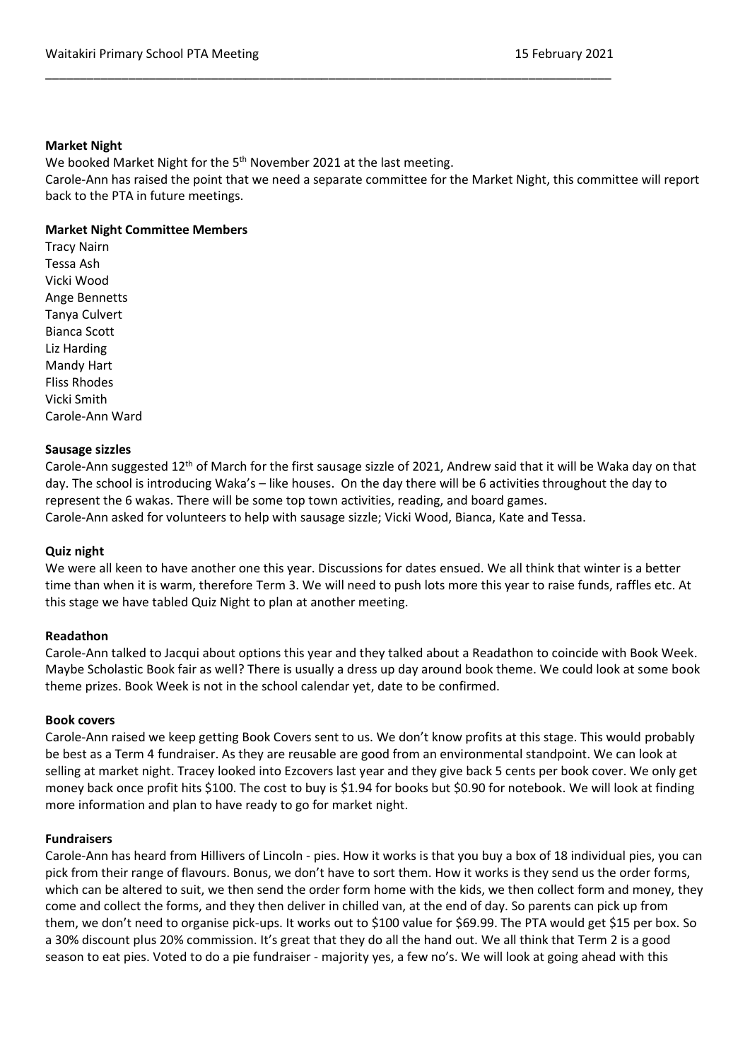**Market Night**

We booked Market Night for the 5th November 2021 at the last meeting.
Carole-Ann has raised the point that we need a separate committee for the Market Night, this committee will report back to the PTA in future meetings.

**Market Night Committee Members**

Tracy Nairn
Tessa Ash
Vicki Wood
Ange Bennetts
Tanya Culvert
Bianca Scott
Liz Harding
Mandy Hart
Fliss Rhodes
Vicki Smith
Carole-Ann Ward

**Sausage sizzles**

Carole-Ann suggested 12th of March for the first sausage sizzle of 2021, Andrew said that it will be Waka day on that day. The school is introducing Waka's – like houses. On the day there will be 6 activities throughout the day to represent the 6 wakas. There will be some top town activities, reading, and board games.
Carole-Ann asked for volunteers to help with sausage sizzle; Vicki Wood, Bianca, Kate and Tessa.

**Quiz night**

We were all keen to have another one this year. Discussions for dates ensued. We all think that winter is a better time than when it is warm, therefore Term 3. We will need to push lots more this year to raise funds, raffles etc. At this stage we have tabled Quiz Night to plan at another meeting.

**Readathon**

Carole-Ann talked to Jacqui about options this year and they talked about a Readathon to coincide with Book Week. Maybe Scholastic Book fair as well? There is usually a dress up day around book theme. We could look at some book theme prizes. Book Week is not in the school calendar yet, date to be confirmed.

**Book covers**

Carole-Ann raised we keep getting Book Covers sent to us. We don't know profits at this stage. This would probably be best as a Term 4 fundraiser. As they are reusable are good from an environmental standpoint. We can look at selling at market night. Tracey looked into Ezcovers last year and they give back 5 cents per book cover. We only get money back once profit hits $100. The cost to buy is $1.94 for books but $0.90 for notebook. We will look at finding more information and plan to have ready to go for market night.

**Fundraisers**

Carole-Ann has heard from Hillivers of Lincoln - pies. How it works is that you buy a box of 18 individual pies, you can pick from their range of flavours. Bonus, we don't have to sort them. How it works is they send us the order forms, which can be altered to suit, we then send the order form home with the kids, we then collect form and money, they come and collect the forms, and they then deliver in chilled van, at the end of day. So parents can pick up from them, we don't need to organise pick-ups. It works out to $100 value for $69.99. The PTA would get $15 per box. So a 30% discount plus 20% commission. It's great that they do all the hand out. We all think that Term 2 is a good season to eat pies. Voted to do a pie fundraiser - majority yes, a few no's. We will look at going ahead with this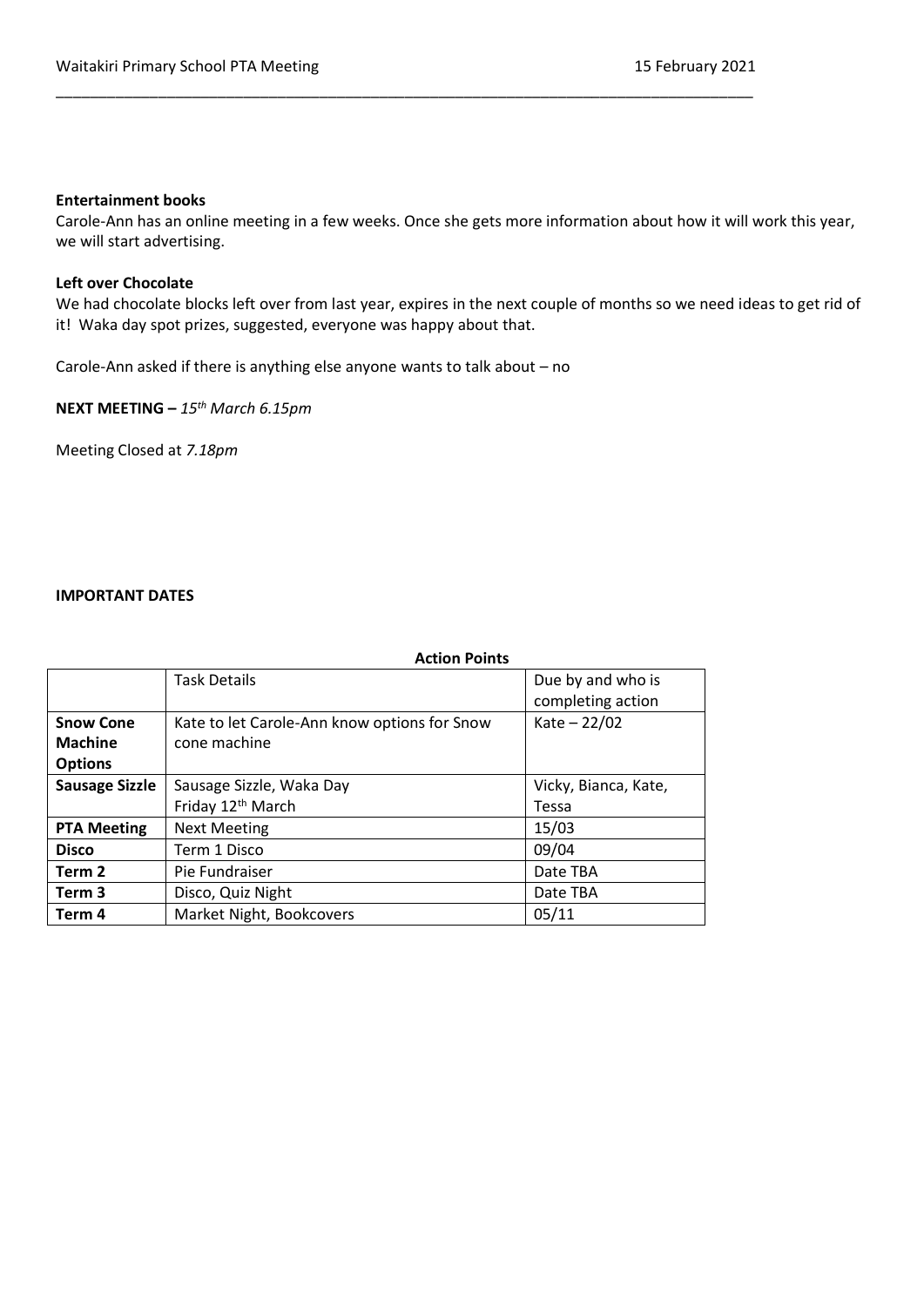**Entertainment books**

Carole-Ann has an online meeting in a few weeks. Once she gets more information about how it will work this year, we will start advertising.

**Left over Chocolate**

We had chocolate blocks left over from last year, expires in the next couple of months so we need ideas to get rid of it! Waka day spot prizes, suggested, everyone was happy about that.

Carole-Ann asked if there is anything else anyone wants to talk about – no

**NEXT MEETING –** *15th March 6.15pm*

Meeting Closed at *7.18pm*

**IMPORTANT DATES**

**Action Points**

| | Task Details | Due by and who is completing action |
|---|---|---|
| **Snow Cone Machine Options** | Kate to let Carole-Ann know options for Snow cone machine | Kate – 22/02 |
| **Sausage Sizzle** | Sausage Sizzle, Waka Day Friday 12th March | Vicky, Bianca, Kate, Tessa |
| **PTA Meeting** | Next Meeting | 15/03 |
| **Disco** | Term 1 Disco | 09/04 |
| **Term 2** | Pie Fundraiser | Date TBA |
| **Term 3** | Disco, Quiz Night | Date TBA |
| **Term 4** | Market Night, Bookcovers | 05/11 |